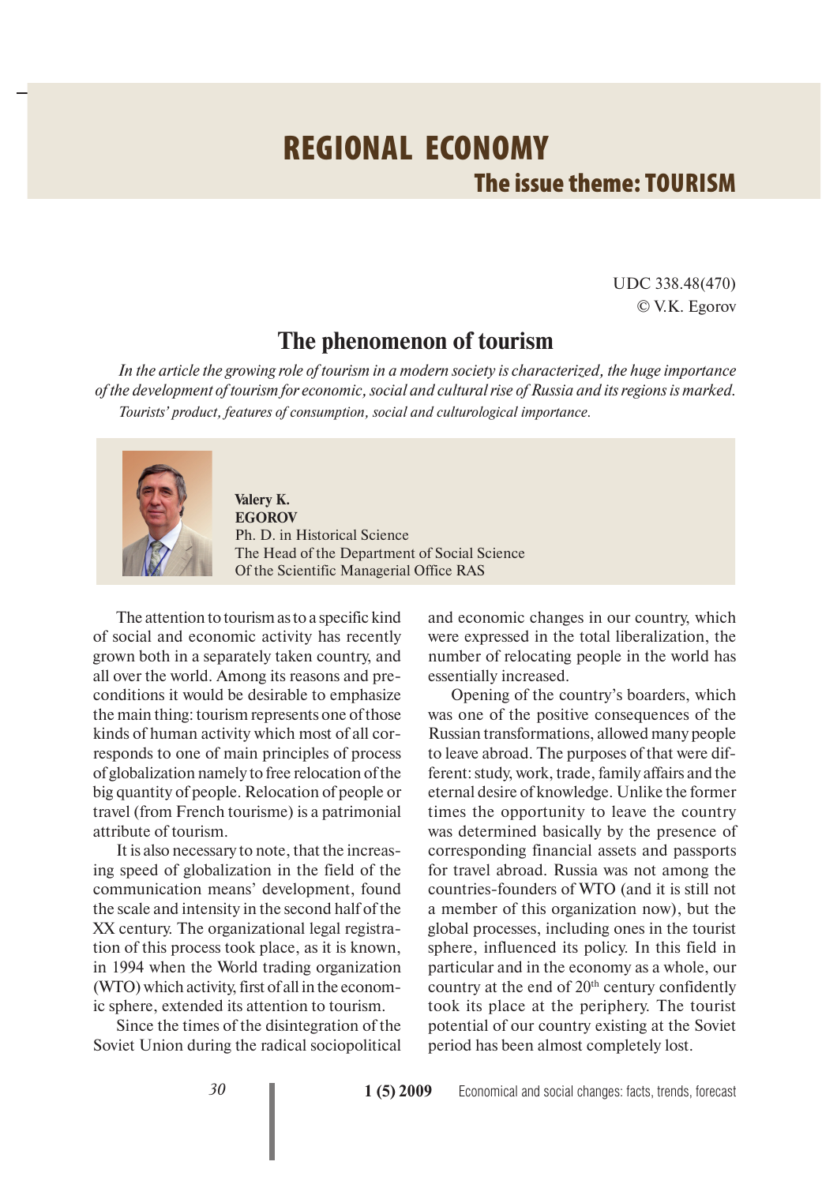# REGIONAL ECONOMY

## The issue theme: TOURISM

UDC 338.48(470)
© V.K. Egorov

## The phenomenon of tourism

*In the article the growing role of tourism in a modern society is characterized, the huge importance of the development of tourism for economic, social and cultural rise of Russia and its regions is marked.*

*Tourists' product, features of consumption, social and culturological importance.*

**Valery K. EGOROV**
Ph. D. in Historical Science
The Head of the Department of Social Science
Of the Scientific Managerial Office RAS

The attention to tourism as to a specific kind of social and economic activity has recently grown both in a separately taken country, and all over the world. Among its reasons and preconditions it would be desirable to emphasize the main thing: tourism represents one of those kinds of human activity which most of all corresponds to one of main principles of process of globalization namely to free relocation of the big quantity of people. Relocation of people or travel (from French tourisme) is a patrimonial attribute of tourism.

It is also necessary to note, that the increasing speed of globalization in the field of the communication means' development, found the scale and intensity in the second half of the XX century. The organizational legal registration of this process took place, as it is known, in 1994 when the World trading organization (WTO) which activity, first of all in the economic sphere, extended its attention to tourism.

Since the times of the disintegration of the Soviet Union during the radical sociopolitical and economic changes in our country, which were expressed in the total liberalization, the number of relocating people in the world has essentially increased.

Opening of the country's boarders, which was one of the positive consequences of the Russian transformations, allowed many people to leave abroad. The purposes of that were different: study, work, trade, family affairs and the eternal desire of knowledge. Unlike the former times the opportunity to leave the country was determined basically by the presence of corresponding financial assets and passports for travel abroad. Russia was not among the countries-founders of WTO (and it is still not a member of this organization now), but the global processes, including ones in the tourist sphere, influenced its policy. In this field in particular and in the economy as a whole, our country at the end of 20th century confidently took its place at the periphery. The tourist potential of our country existing at the Soviet period has been almost completely lost.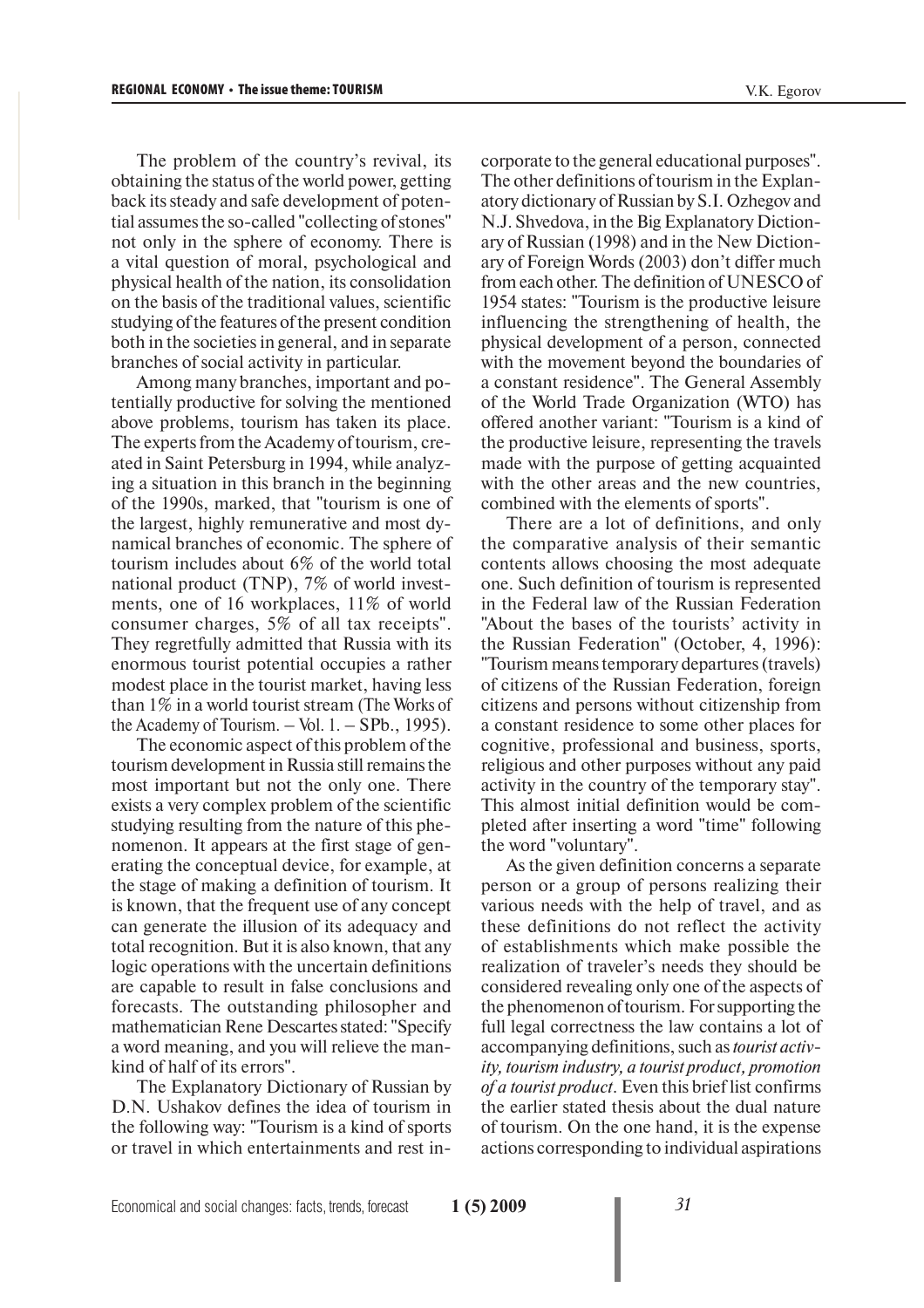The problem of the country's revival, its obtaining the status of the world power, getting back its steady and safe development of potential assumes the so-called "collecting of stones" not only in the sphere of economy. There is a vital question of moral, psychological and physical health of the nation, its consolidation on the basis of the traditional values, scientific studying of the features of the present condition both in the societies in general, and in separate branches of social activity in particular.

Among many branches, important and potentially productive for solving the mentioned above problems, tourism has taken its place. The experts from the Academy of tourism, created in Saint Petersburg in 1994, while analyzing a situation in this branch in the beginning of the 1990s, marked, that "tourism is one of the largest, highly remunerative and most dynamical branches of economic. The sphere of tourism includes about 6% of the world total national product (TNP), 7% of world investments, one of 16 workplaces, 11% of world consumer charges, 5% of all tax receipts". They regretfully admitted that Russia with its enormous tourist potential occupies a rather modest place in the tourist market, having less than 1% in a world tourist stream (The Works of the Academy of Tourism. – Vol. 1. – SPb., 1995).

The economic aspect of this problem of the tourism development in Russia still remains the most important but not the only one. There exists a very complex problem of the scientific studying resulting from the nature of this phenomenon. It appears at the first stage of generating the conceptual device, for example, at the stage of making a definition of tourism. It is known, that the frequent use of any concept can generate the illusion of its adequacy and total recognition. But it is also known, that any logic operations with the uncertain definitions are capable to result in false conclusions and forecasts. The outstanding philosopher and mathematician Rene Descartes stated: "Specify a word meaning, and you will relieve the mankind of half of its errors".

The Explanatory Dictionary of Russian by D.N. Ushakov defines the idea of tourism in the following way: "Tourism is a kind of sports or travel in which entertainments and rest incorporate to the general educational purposes". The other definitions of tourism in the Explanatory dictionary of Russian by S.I. Ozhegov and N.J. Shvedova, in the Big Explanatory Dictionary of Russian (1998) and in the New Dictionary of Foreign Words (2003) don't differ much from each other. The definition of UNESCO of 1954 states: "Tourism is the productive leisure influencing the strengthening of health, the physical development of a person, connected with the movement beyond the boundaries of a constant residence". The General Assembly of the World Trade Organization (WTO) has offered another variant: "Tourism is a kind of the productive leisure, representing the travels made with the purpose of getting acquainted with the other areas and the new countries, combined with the elements of sports".

There are a lot of definitions, and only the comparative analysis of their semantic contents allows choosing the most adequate one. Such definition of tourism is represented in the Federal law of the Russian Federation "About the bases of the tourists' activity in the Russian Federation" (October, 4, 1996): "Tourism means temporary departures (travels) of citizens of the Russian Federation, foreign citizens and persons without citizenship from a constant residence to some other places for cognitive, professional and business, sports, religious and other purposes without any paid activity in the country of the temporary stay". This almost initial definition would be completed after inserting a word "time" following the word "voluntary".

As the given definition concerns a separate person or a group of persons realizing their various needs with the help of travel, and as these definitions do not reflect the activity of establishments which make possible the realization of traveler's needs they should be considered revealing only one of the aspects of the phenomenon of tourism. For supporting the full legal correctness the law contains a lot of accompanying definitions, such as *tourist activity, tourism industry, a tourist product, promotion of a tourist product*. Even this brief list confirms the earlier stated thesis about the dual nature of tourism. On the one hand, it is the expense actions corresponding to individual aspirations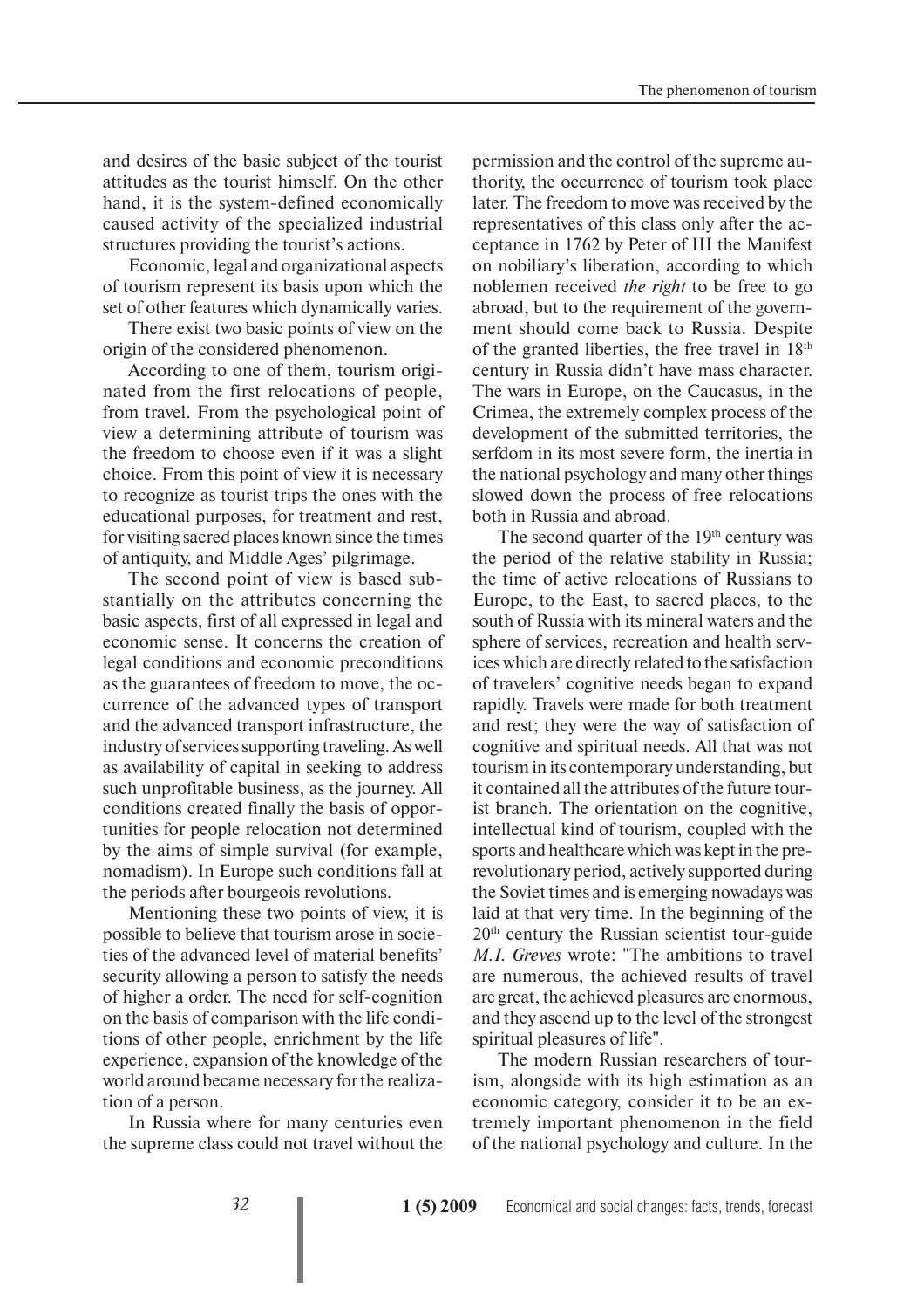and desires of the basic subject of the tourist attitudes as the tourist himself. On the other hand, it is the system-defined economically caused activity of the specialized industrial structures providing the tourist's actions.

Economic, legal and organizational aspects of tourism represent its basis upon which the set of other features which dynamically varies.

There exist two basic points of view on the origin of the considered phenomenon.

According to one of them, tourism originated from the first relocations of people, from travel. From the psychological point of view a determining attribute of tourism was the freedom to choose even if it was a slight choice. From this point of view it is necessary to recognize as tourist trips the ones with the educational purposes, for treatment and rest, for visiting sacred places known since the times of antiquity, and Middle Ages' pilgrimage.

The second point of view is based substantially on the attributes concerning the basic aspects, first of all expressed in legal and economic sense. It concerns the creation of legal conditions and economic preconditions as the guarantees of freedom to move, the occurrence of the advanced types of transport and the advanced transport infrastructure, the industry of services supporting traveling. As well as availability of capital in seeking to address such unprofitable business, as the journey. All conditions created finally the basis of opportunities for people relocation not determined by the aims of simple survival (for example, nomadism). In Europe such conditions fall at the periods after bourgeois revolutions.

Mentioning these two points of view, it is possible to believe that tourism arose in societies of the advanced level of material benefits' security allowing a person to satisfy the needs of higher a order. The need for self-cognition on the basis of comparison with the life conditions of other people, enrichment by the life experience, expansion of the knowledge of the world around became necessary for the realization of a person.

In Russia where for many centuries even the supreme class could not travel without the permission and the control of the supreme authority, the occurrence of tourism took place later. The freedom to move was received by the representatives of this class only after the acceptance in 1762 by Peter of III the Manifest on nobiliary's liberation, according to which noblemen received *the right* to be free to go abroad, but to the requirement of the government should come back to Russia. Despite of the granted liberties, the free travel in 18th century in Russia didn't have mass character. The wars in Europe, on the Caucasus, in the Crimea, the extremely complex process of the development of the submitted territories, the serfdom in its most severe form, the inertia in the national psychology and many other things slowed down the process of free relocations both in Russia and abroad.

The second quarter of the 19th century was the period of the relative stability in Russia; the time of active relocations of Russians to Europe, to the East, to sacred places, to the south of Russia with its mineral waters and the sphere of services, recreation and health services which are directly related to the satisfaction of travelers' cognitive needs began to expand rapidly. Travels were made for both treatment and rest; they were the way of satisfaction of cognitive and spiritual needs. All that was not tourism in its contemporary understanding, but it contained all the attributes of the future tourist branch. The orientation on the cognitive, intellectual kind of tourism, coupled with the sports and healthcare which was kept in the pre-revolutionary period, actively supported during the Soviet times and is emerging nowadays was laid at that very time. In the beginning of the 20th century the Russian scientist tour-guide *M.I. Greves* wrote: "The ambitions to travel are numerous, the achieved results of travel are great, the achieved pleasures are enormous, and they ascend up to the level of the strongest spiritual pleasures of life".

The modern Russian researchers of tourism, alongside with its high estimation as an economic category, consider it to be an extremely important phenomenon in the field of the national psychology and culture. In the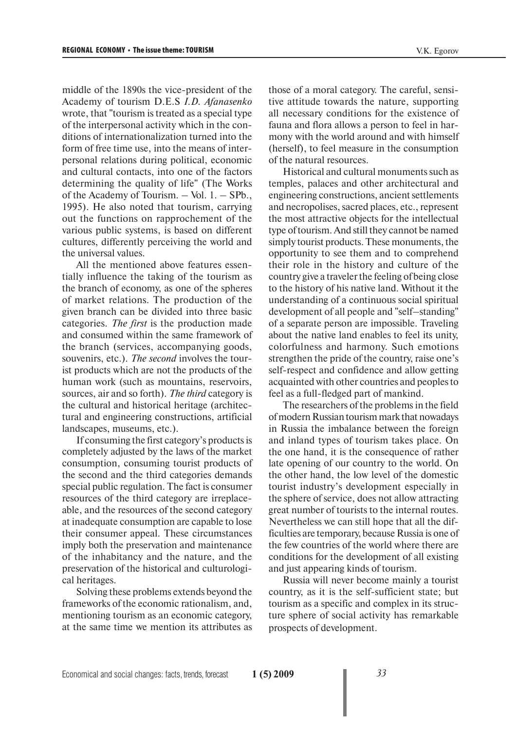middle of the 1890s the vice-president of the Academy of tourism D.E.S *I.D. Afanasenko* wrote, that "tourism is treated as a special type of the interpersonal activity which in the conditions of internationalization turned into the form of free time use, into the means of interpersonal relations during political, economic and cultural contacts, into one of the factors determining the quality of life" (The Works of the Academy of Tourism. – Vol. 1. – SPb., 1995). He also noted that tourism, carrying out the functions on rapprochement of the various public systems, is based on different cultures, differently perceiving the world and the universal values.

All the mentioned above features essentially influence the taking of the tourism as the branch of economy, as one of the spheres of market relations. The production of the given branch can be divided into three basic categories. *The first* is the production made and consumed within the same framework of the branch (services, accompanying goods, souvenirs, etc.). *The second* involves the tourist products which are not the products of the human work (such as mountains, reservoirs, sources, air and so forth). *The third* category is the cultural and historical heritage (architectural and engineering constructions, artificial landscapes, museums, etc.).

If consuming the first category's products is completely adjusted by the laws of the market consumption, consuming tourist products of the second and the third categories demands special public regulation. The fact is consumer resources of the third category are irreplaceable, and the resources of the second category at inadequate consumption are capable to lose their consumer appeal. These circumstances imply both the preservation and maintenance of the inhabitancy and the nature, and the preservation of the historical and culturological heritages.

Solving these problems extends beyond the frameworks of the economic rationalism, and, mentioning tourism as an economic category, at the same time we mention its attributes as those of a moral category. The careful, sensitive attitude towards the nature, supporting all necessary conditions for the existence of fauna and flora allows a person to feel in harmony with the world around and with himself (herself), to feel measure in the consumption of the natural resources.

Historical and cultural monuments such as temples, palaces and other architectural and engineering constructions, ancient settlements and necropolises, sacred places, etc., represent the most attractive objects for the intellectual type of tourism. And still they cannot be named simply tourist products. These monuments, the opportunity to see them and to comprehend their role in the history and culture of the country give a traveler the feeling of being close to the history of his native land. Without it the understanding of a continuous social spiritual development of all people and "self–standing" of a separate person are impossible. Traveling about the native land enables to feel its unity, colorfulness and harmony. Such emotions strengthen the pride of the country, raise one's self-respect and confidence and allow getting acquainted with other countries and peoples to feel as a full-fledged part of mankind.

The researchers of the problems in the field of modern Russian tourism mark that nowadays in Russia the imbalance between the foreign and inland types of tourism takes place. On the one hand, it is the consequence of rather late opening of our country to the world. On the other hand, the low level of the domestic tourist industry's development especially in the sphere of service, does not allow attracting great number of tourists to the internal routes. Nevertheless we can still hope that all the difficulties are temporary, because Russia is one of the few countries of the world where there are conditions for the development of all existing and just appearing kinds of tourism.

Russia will never become mainly a tourist country, as it is the self-sufficient state; but tourism as a specific and complex in its structure sphere of social activity has remarkable prospects of development.